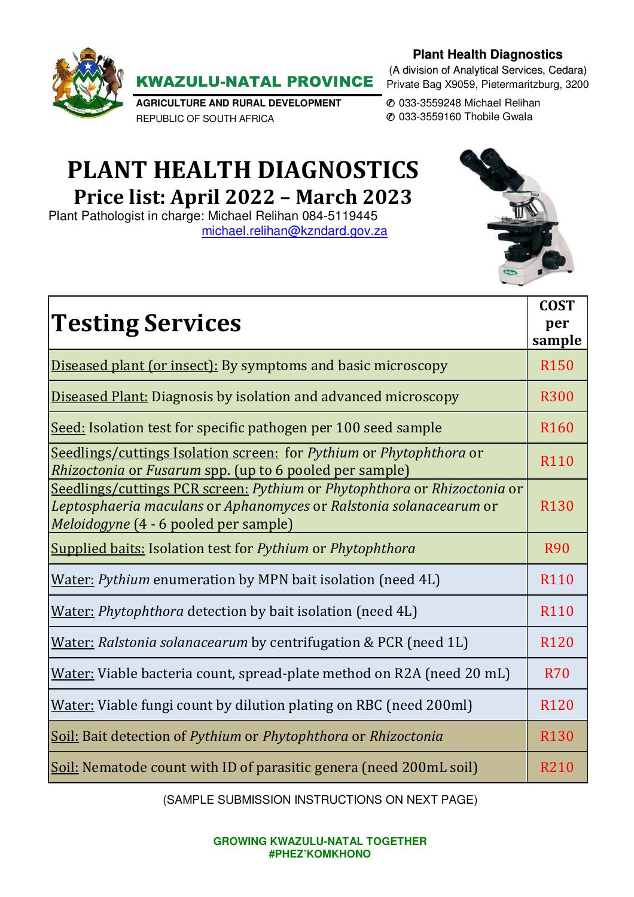**KWAZULU-NATAL PROVINCE**

**AGRICULTURE AND RURAL DEVELOPMENT**
REPUBLIC OF SOUTH AFRICA

**Plant Health Diagnostics**
(A division of Analytical Services, Cedara)
Private Bag X9059, Pietermaritzburg, 3200
✆ 033-3559248 Michael Relihan
✆ 033-3559160 Thobile Gwala

# PLANT HEALTH DIAGNOSTICS

## Price list: April 2022 – March 2023

Plant Pathologist in charge: Michael Relihan 084-5119445
michael.relihan@kzndard.gov.za

| Testing Services | COST per sample |
|---|---|
| Diseased plant (or insect): By symptoms and basic microscopy | R150 |
| Diseased Plant: Diagnosis by isolation and advanced microscopy | R300 |
| Seed: Isolation test for specific pathogen per 100 seed sample | R160 |
| Seedlings/cuttings Isolation screen: for *Pythium* or *Phytophthora* or *Rhizoctonia* or *Fusarum* spp. (up to 6 pooled per sample) | R110 |
| Seedlings/cuttings PCR screen: *Pythium* or *Phytophthora* or *Rhizoctonia* or *Leptosphaeria maculans* or *Aphanomyces* or *Ralstonia solanacearum* or *Meloidogyne* (4 - 6 pooled per sample) | R130 |
| Supplied baits: Isolation test for *Pythium* or *Phytophthora* | R90 |
| Water: *Pythium* enumeration by MPN bait isolation (need 4L) | R110 |
| Water: *Phytophthora* detection by bait isolation (need 4L) | R110 |
| Water: *Ralstonia solanacearum* by centrifugation & PCR (need 1L) | R120 |
| Water: Viable bacteria count, spread-plate method on R2A (need 20 mL) | R70 |
| Water: Viable fungi count by dilution plating on RBC (need 200ml) | R120 |
| Soil: Bait detection of *Pythium* or *Phytophthora* or *Rhizoctonia* | R130 |
| Soil: Nematode count with ID of parasitic genera (need 200mL soil) | R210 |

(SAMPLE SUBMISSION INSTRUCTIONS ON NEXT PAGE)

**GROWING KWAZULU-NATAL TOGETHER**
**#PHEZ'KOMKHONO**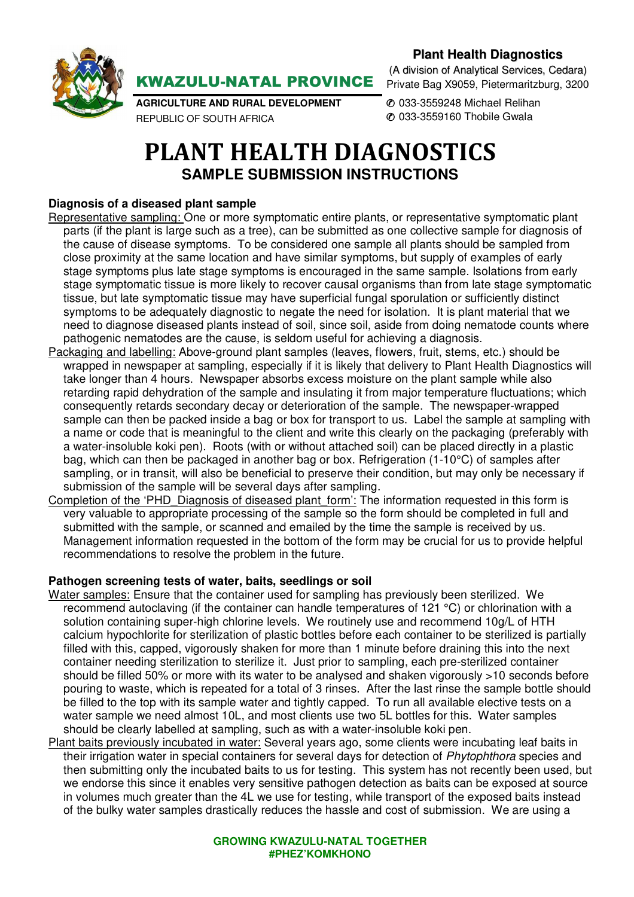**Plant Health Diagnostics**

(A division of Analytical Services, Cedara)
Private Bag X9059, Pietermaritzburg, 3200

✆ 033-3559248 Michael Relihan
✆ 033-3559160 Thobile Gwala

**KWAZULU-NATAL PROVINCE**

**AGRICULTURE AND RURAL DEVELOPMENT**
REPUBLIC OF SOUTH AFRICA

# PLANT HEALTH DIAGNOSTICS

## SAMPLE SUBMISSION INSTRUCTIONS

### Diagnosis of a diseased plant sample

Representative sampling: One or more symptomatic entire plants, or representative symptomatic plant parts (if the plant is large such as a tree), can be submitted as one collective sample for diagnosis of the cause of disease symptoms. To be considered one sample all plants should be sampled from close proximity at the same location and have similar symptoms, but supply of examples of early stage symptoms plus late stage symptoms is encouraged in the same sample. Isolations from early stage symptomatic tissue is more likely to recover causal organisms than from late stage symptomatic tissue, but late symptomatic tissue may have superficial fungal sporulation or sufficiently distinct symptoms to be adequately diagnostic to negate the need for isolation. It is plant material that we need to diagnose diseased plants instead of soil, since soil, aside from doing nematode counts where pathogenic nematodes are the cause, is seldom useful for achieving a diagnosis.

Packaging and labelling: Above-ground plant samples (leaves, flowers, fruit, stems, etc.) should be wrapped in newspaper at sampling, especially if it is likely that delivery to Plant Health Diagnostics will take longer than 4 hours. Newspaper absorbs excess moisture on the plant sample while also retarding rapid dehydration of the sample and insulating it from major temperature fluctuations; which consequently retards secondary decay or deterioration of the sample. The newspaper-wrapped sample can then be packed inside a bag or box for transport to us. Label the sample at sampling with a name or code that is meaningful to the client and write this clearly on the packaging (preferably with a water-insoluble koki pen). Roots (with or without attached soil) can be placed directly in a plastic bag, which can then be packaged in another bag or box. Refrigeration (1-10°C) of samples after sampling, or in transit, will also be beneficial to preserve their condition, but may only be necessary if submission of the sample will be several days after sampling.

Completion of the 'PHD_Diagnosis of diseased plant_form': The information requested in this form is very valuable to appropriate processing of the sample so the form should be completed in full and submitted with the sample, or scanned and emailed by the time the sample is received by us. Management information requested in the bottom of the form may be crucial for us to provide helpful recommendations to resolve the problem in the future.

### Pathogen screening tests of water, baits, seedlings or soil

Water samples: Ensure that the container used for sampling has previously been sterilized. We recommend autoclaving (if the container can handle temperatures of 121 °C) or chlorination with a solution containing super-high chlorine levels. We routinely use and recommend 10g/L of HTH calcium hypochlorite for sterilization of plastic bottles before each container to be sterilized is partially filled with this, capped, vigorously shaken for more than 1 minute before draining this into the next container needing sterilization to sterilize it. Just prior to sampling, each pre-sterilized container should be filled 50% or more with its water to be analysed and shaken vigorously >10 seconds before pouring to waste, which is repeated for a total of 3 rinses. After the last rinse the sample bottle should be filled to the top with its sample water and tightly capped. To run all available elective tests on a water sample we need almost 10L, and most clients use two 5L bottles for this. Water samples should be clearly labelled at sampling, such as with a water-insoluble koki pen.

Plant baits previously incubated in water: Several years ago, some clients were incubating leaf baits in their irrigation water in special containers for several days for detection of *Phytophthora* species and then submitting only the incubated baits to us for testing. This system has not recently been used, but we endorse this since it enables very sensitive pathogen detection as baits can be exposed at source in volumes much greater than the 4L we use for testing, while transport of the exposed baits instead of the bulky water samples drastically reduces the hassle and cost of submission. We are using a

**GROWING KWAZULU-NATAL TOGETHER**
**#PHEZ'KOMKHONO**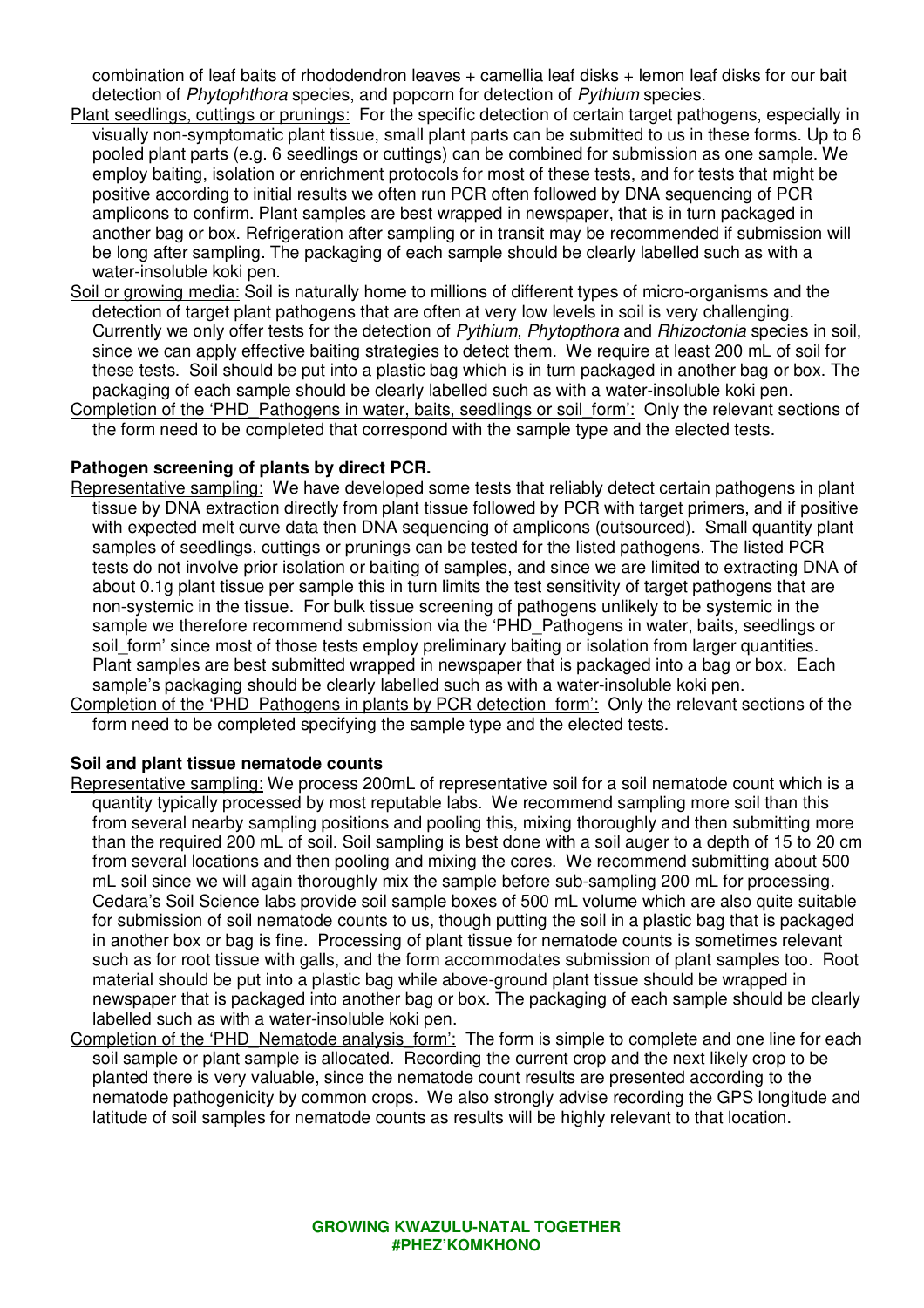combination of leaf baits of rhododendron leaves + camellia leaf disks + lemon leaf disks for our bait detection of *Phytophthora* species, and popcorn for detection of *Pythium* species.

Plant seedlings, cuttings or prunings: For the specific detection of certain target pathogens, especially in visually non-symptomatic plant tissue, small plant parts can be submitted to us in these forms. Up to 6 pooled plant parts (e.g. 6 seedlings or cuttings) can be combined for submission as one sample. We employ baiting, isolation or enrichment protocols for most of these tests, and for tests that might be positive according to initial results we often run PCR often followed by DNA sequencing of PCR amplicons to confirm. Plant samples are best wrapped in newspaper, that is in turn packaged in another bag or box. Refrigeration after sampling or in transit may be recommended if submission will be long after sampling. The packaging of each sample should be clearly labelled such as with a water-insoluble koki pen.

Soil or growing media: Soil is naturally home to millions of different types of micro-organisms and the detection of target plant pathogens that are often at very low levels in soil is very challenging. Currently we only offer tests for the detection of *Pythium*, *Phytopthora* and *Rhizoctonia* species in soil, since we can apply effective baiting strategies to detect them. We require at least 200 mL of soil for these tests. Soil should be put into a plastic bag which is in turn packaged in another bag or box. The packaging of each sample should be clearly labelled such as with a water-insoluble koki pen.

Completion of the 'PHD_Pathogens in water, baits, seedlings or soil_form': Only the relevant sections of the form need to be completed that correspond with the sample type and the elected tests.

**Pathogen screening of plants by direct PCR.**

Representative sampling: We have developed some tests that reliably detect certain pathogens in plant tissue by DNA extraction directly from plant tissue followed by PCR with target primers, and if positive with expected melt curve data then DNA sequencing of amplicons (outsourced). Small quantity plant samples of seedlings, cuttings or prunings can be tested for the listed pathogens. The listed PCR tests do not involve prior isolation or baiting of samples, and since we are limited to extracting DNA of about 0.1g plant tissue per sample this in turn limits the test sensitivity of target pathogens that are non-systemic in the tissue. For bulk tissue screening of pathogens unlikely to be systemic in the sample we therefore recommend submission via the 'PHD_Pathogens in water, baits, seedlings or soil_form' since most of those tests employ preliminary baiting or isolation from larger quantities. Plant samples are best submitted wrapped in newspaper that is packaged into a bag or box. Each sample's packaging should be clearly labelled such as with a water-insoluble koki pen.

Completion of the 'PHD_Pathogens in plants by PCR detection_form': Only the relevant sections of the form need to be completed specifying the sample type and the elected tests.

**Soil and plant tissue nematode counts**

Representative sampling: We process 200mL of representative soil for a soil nematode count which is a quantity typically processed by most reputable labs. We recommend sampling more soil than this from several nearby sampling positions and pooling this, mixing thoroughly and then submitting more than the required 200 mL of soil. Soil sampling is best done with a soil auger to a depth of 15 to 20 cm from several locations and then pooling and mixing the cores. We recommend submitting about 500 mL soil since we will again thoroughly mix the sample before sub-sampling 200 mL for processing. Cedara's Soil Science labs provide soil sample boxes of 500 mL volume which are also quite suitable for submission of soil nematode counts to us, though putting the soil in a plastic bag that is packaged in another box or bag is fine. Processing of plant tissue for nematode counts is sometimes relevant such as for root tissue with galls, and the form accommodates submission of plant samples too. Root material should be put into a plastic bag while above-ground plant tissue should be wrapped in newspaper that is packaged into another bag or box. The packaging of each sample should be clearly labelled such as with a water-insoluble koki pen.

Completion of the 'PHD_Nematode analysis_form': The form is simple to complete and one line for each soil sample or plant sample is allocated. Recording the current crop and the next likely crop to be planted there is very valuable, since the nematode count results are presented according to the nematode pathogenicity by common crops. We also strongly advise recording the GPS longitude and latitude of soil samples for nematode counts as results will be highly relevant to that location.